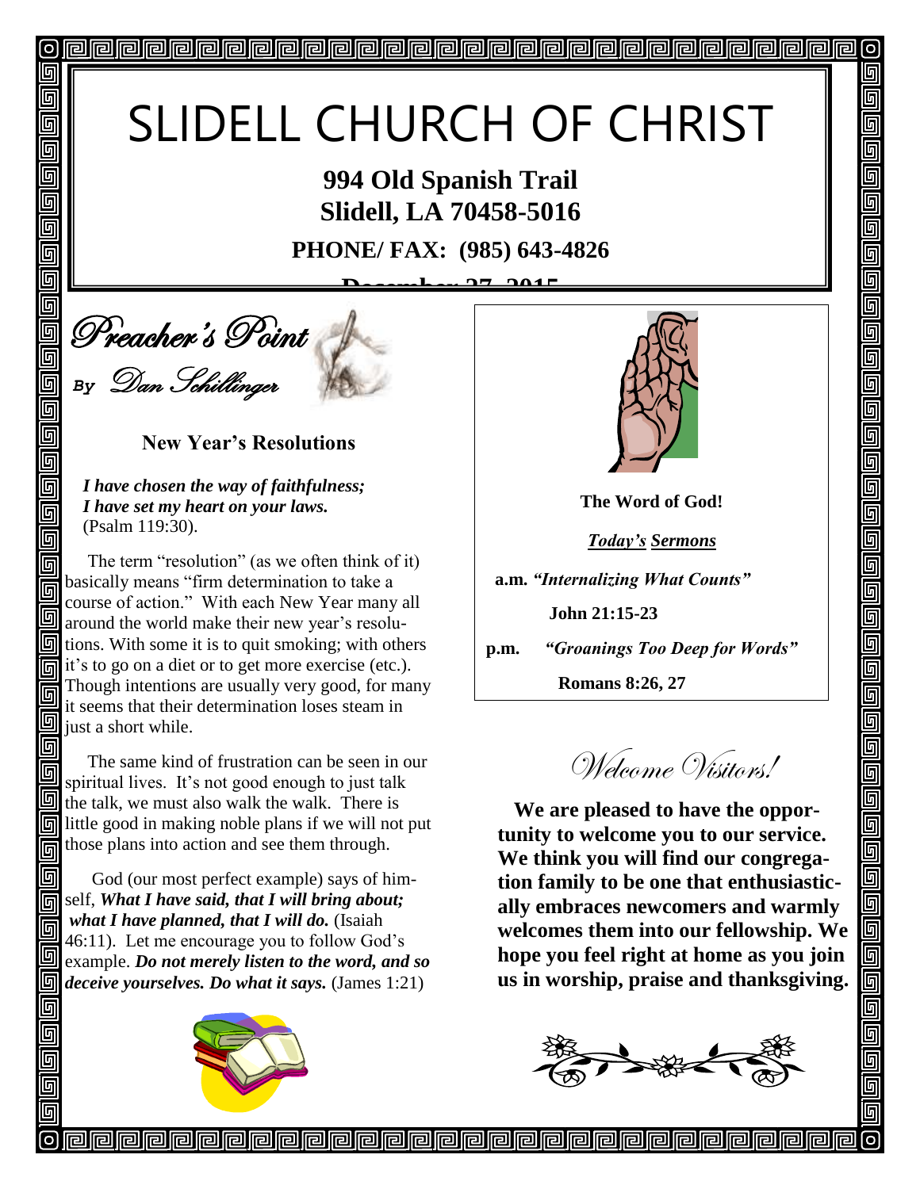# SLIDELL CHURCH OF CHRIST

**994 Old Spanish Trail**
**Slidell, LA 70458-5016**

**PHONE/ FAX: (985) 643-4826**

**December 27, 2015**

## Preacher's Point

*By Dan Schillinger*

### New Year's Resolutions

***I have chosen the way of faithfulness;***
***I have set my heart on your laws.***
(Psalm 119:30).

The term "resolution" (as we often think of it) basically means "firm determination to take a course of action." With each New Year many all around the world make their new year's resolutions. With some it is to quit smoking; with others it's to go on a diet or to get more exercise (etc.). Though intentions are usually very good, for many it seems that their determination loses steam in just a short while.

The same kind of frustration can be seen in our spiritual lives. It's not good enough to just talk the talk, we must also walk the walk. There is little good in making noble plans if we will not put those plans into action and see them through.

God (our most perfect example) says of himself, ***What I have said, that I will bring about; what I have planned, that I will do.*** (Isaiah 46:11). Let me encourage you to follow God's example. ***Do not merely listen to the word, and so deceive yourselves. Do what it says.*** (James 1:21)

**The Word of God!**

***Today's Sermons***

**a.m.** ***"Internalizing What Counts"***
**John 21:15-23**

**p.m.** ***"Groanings Too Deep for Words"***
**Romans 8:26, 27**

## Welcome Visitors!

**We are pleased to have the opportunity to welcome you to our service. We think you will find our congregation family to be one that enthusiastically embraces newcomers and warmly welcomes them into our fellowship. We hope you feel right at home as you join us in worship, praise and thanksgiving.**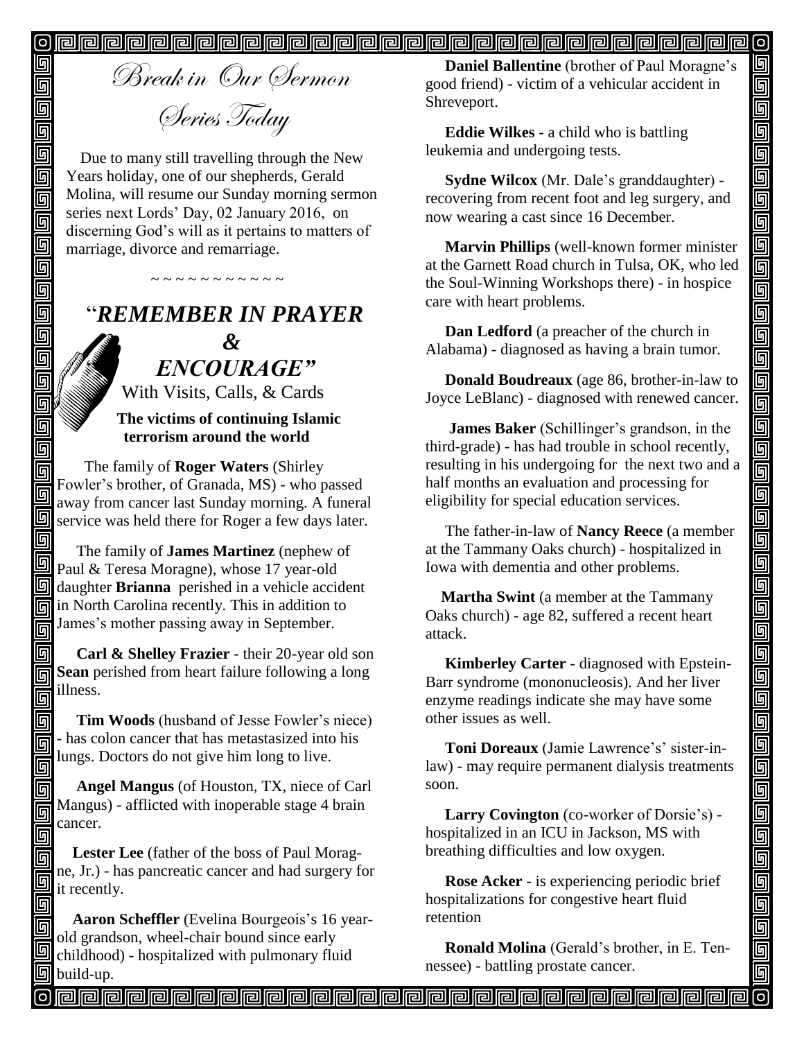# *Break in Our Sermon Series Today*

Due to many still travelling through the New Years holiday, one of our shepherds, Gerald Molina, will resume our Sunday morning sermon series next Lords' Day, 02 January 2016, on discerning God's will as it pertains to matters of marriage, divorce and remarriage.

~ ~ ~ ~ ~ ~ ~ ~ ~ ~ ~ ~

## "*REMEMBER IN PRAYER & ENCOURAGE"*

With Visits, Calls, & Cards

**The victims of continuing Islamic terrorism around the world**

The family of **Roger Waters** (Shirley Fowler's brother, of Granada, MS) - who passed away from cancer last Sunday morning. A funeral service was held there for Roger a few days later.

The family of **James Martinez** (nephew of Paul & Teresa Moragne), whose 17 year-old daughter **Brianna** perished in a vehicle accident in North Carolina recently. This in addition to James's mother passing away in September.

**Carl & Shelley Frazier** - their 20-year old son **Sean** perished from heart failure following a long illness.

**Tim Woods** (husband of Jesse Fowler's niece) - has colon cancer that has metastasized into his lungs. Doctors do not give him long to live.

**Angel Mangus** (of Houston, TX, niece of Carl Mangus) - afflicted with inoperable stage 4 brain cancer.

**Lester Lee** (father of the boss of Paul Moragne, Jr.) - has pancreatic cancer and had surgery for it recently.

**Aaron Scheffler** (Evelina Bourgeois's 16 year-old grandson, wheel-chair bound since early childhood) - hospitalized with pulmonary fluid build-up.

**Daniel Ballentine** (brother of Paul Moragne's good friend) - victim of a vehicular accident in Shreveport.

**Eddie Wilkes** - a child who is battling leukemia and undergoing tests.

**Sydne Wilcox** (Mr. Dale's granddaughter) - recovering from recent foot and leg surgery, and now wearing a cast since 16 December.

**Marvin Phillips** (well-known former minister at the Garnett Road church in Tulsa, OK, who led the Soul-Winning Workshops there) - in hospice care with heart problems.

**Dan Ledford** (a preacher of the church in Alabama) - diagnosed as having a brain tumor.

**Donald Boudreaux** (age 86, brother-in-law to Joyce LeBlanc) - diagnosed with renewed cancer.

**James Baker** (Schillinger's grandson, in the third-grade) - has had trouble in school recently, resulting in his undergoing for the next two and a half months an evaluation and processing for eligibility for special education services.

The father-in-law of **Nancy Reece** (a member at the Tammany Oaks church) - hospitalized in Iowa with dementia and other problems.

**Martha Swint** (a member at the Tammany Oaks church) - age 82, suffered a recent heart attack.

**Kimberley Carter** - diagnosed with Epstein-Barr syndrome (mononucleosis). And her liver enzyme readings indicate she may have some other issues as well.

**Toni Doreaux** (Jamie Lawrence's' sister-in-law) - may require permanent dialysis treatments soon.

**Larry Covington** (co-worker of Dorsie's) - hospitalized in an ICU in Jackson, MS with breathing difficulties and low oxygen.

**Rose Acker** - is experiencing periodic brief hospitalizations for congestive heart fluid retention

**Ronald Molina** (Gerald's brother, in E. Tennessee) - battling prostate cancer.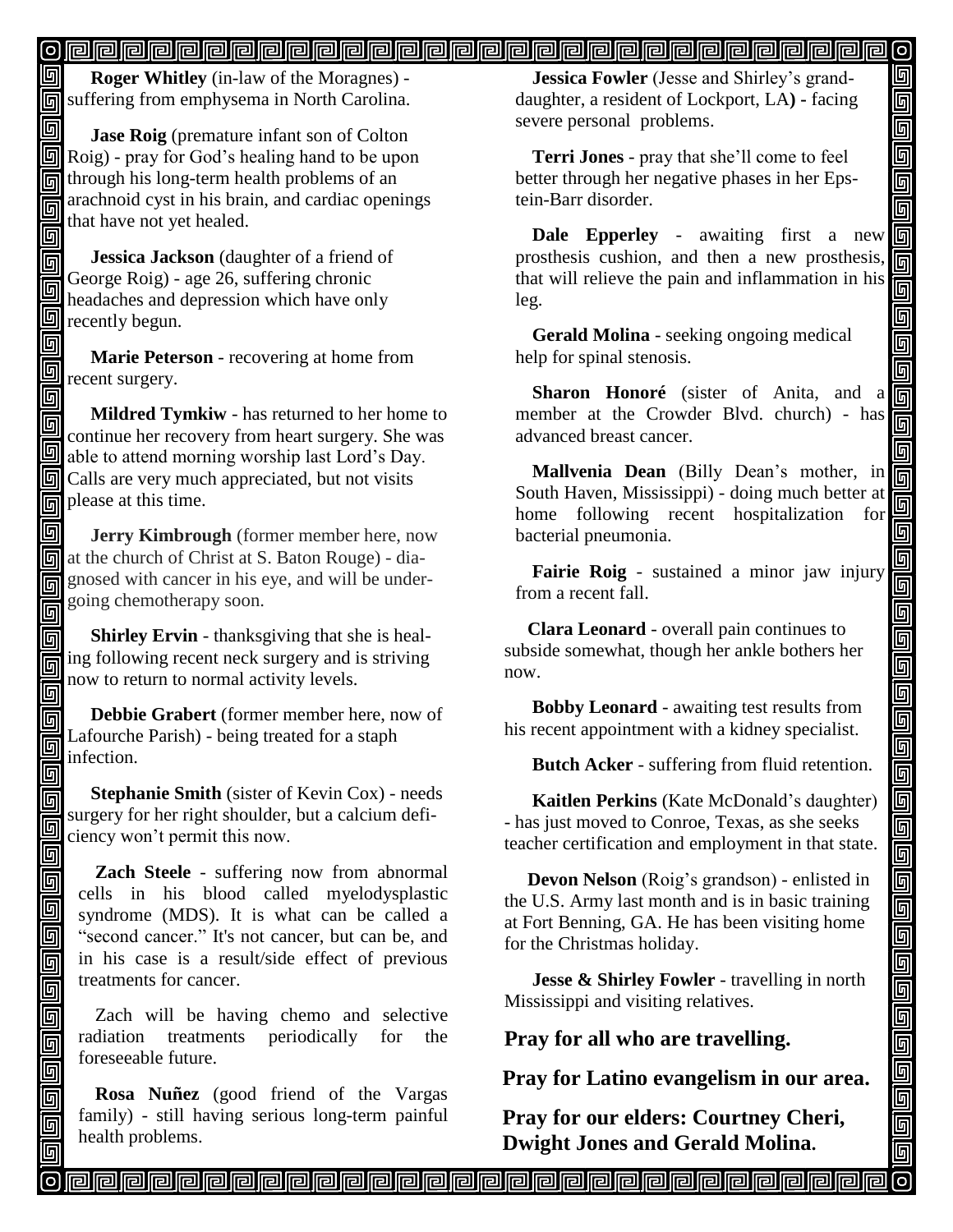**Roger Whitley** (in-law of the Moragnes) - suffering from emphysema in North Carolina.

**Jase Roig** (premature infant son of Colton Roig) - pray for God's healing hand to be upon through his long-term health problems of an arachnoid cyst in his brain, and cardiac openings that have not yet healed.

**Jessica Jackson** (daughter of a friend of George Roig) - age 26, suffering chronic headaches and depression which have only recently begun.

**Marie Peterson** - recovering at home from recent surgery.

**Mildred Tymkiw** - has returned to her home to continue her recovery from heart surgery. She was able to attend morning worship last Lord's Day. Calls are very much appreciated, but not visits please at this time.

**Jerry Kimbrough** (former member here, now at the church of Christ at S. Baton Rouge) - diagnosed with cancer in his eye, and will be undergoing chemotherapy soon.

**Shirley Ervin** - thanksgiving that she is healing following recent neck surgery and is striving now to return to normal activity levels.

**Debbie Grabert** (former member here, now of Lafourche Parish) - being treated for a staph infection.

**Stephanie Smith** (sister of Kevin Cox) - needs surgery for her right shoulder, but a calcium deficiency won't permit this now.

**Zach Steele** - suffering now from abnormal cells in his blood called myelodysplastic syndrome (MDS). It is what can be called a "second cancer." It's not cancer, but can be, and in his case is a result/side effect of previous treatments for cancer.

Zach will be having chemo and selective radiation treatments periodically for the foreseeable future.

**Rosa Nuñez** (good friend of the Vargas family) - still having serious long-term painful health problems.

**Jessica Fowler** (Jesse and Shirley's granddaughter, a resident of Lockport, LA**)** **-** facing severe personal problems.

**Terri Jones** - pray that she'll come to feel better through her negative phases in her Epstein-Barr disorder.

**Dale Epperley** - awaiting first a new prosthesis cushion, and then a new prosthesis, that will relieve the pain and inflammation in his leg.

**Gerald Molina** - seeking ongoing medical help for spinal stenosis.

**Sharon Honoré** (sister of Anita, and a member at the Crowder Blvd. church) - has advanced breast cancer.

**Mallvenia Dean** (Billy Dean's mother, in South Haven, Mississippi) - doing much better at home following recent hospitalization for bacterial pneumonia.

**Fairie Roig** - sustained a minor jaw injury from a recent fall.

**Clara Leonard** - overall pain continues to subside somewhat, though her ankle bothers her now.

**Bobby Leonard** - awaiting test results from his recent appointment with a kidney specialist.

**Butch Acker** - suffering from fluid retention.

**Kaitlen Perkins** (Kate McDonald's daughter) - has just moved to Conroe, Texas, as she seeks teacher certification and employment in that state.

**Devon Nelson** (Roig's grandson) - enlisted in the U.S. Army last month and is in basic training at Fort Benning, GA. He has been visiting home for the Christmas holiday.

**Jesse & Shirley Fowler** - travelling in north Mississippi and visiting relatives.

**Pray for all who are travelling.**

**Pray for Latino evangelism in our area.**

**Pray for our elders: Courtney Cheri, Dwight Jones and Gerald Molina.**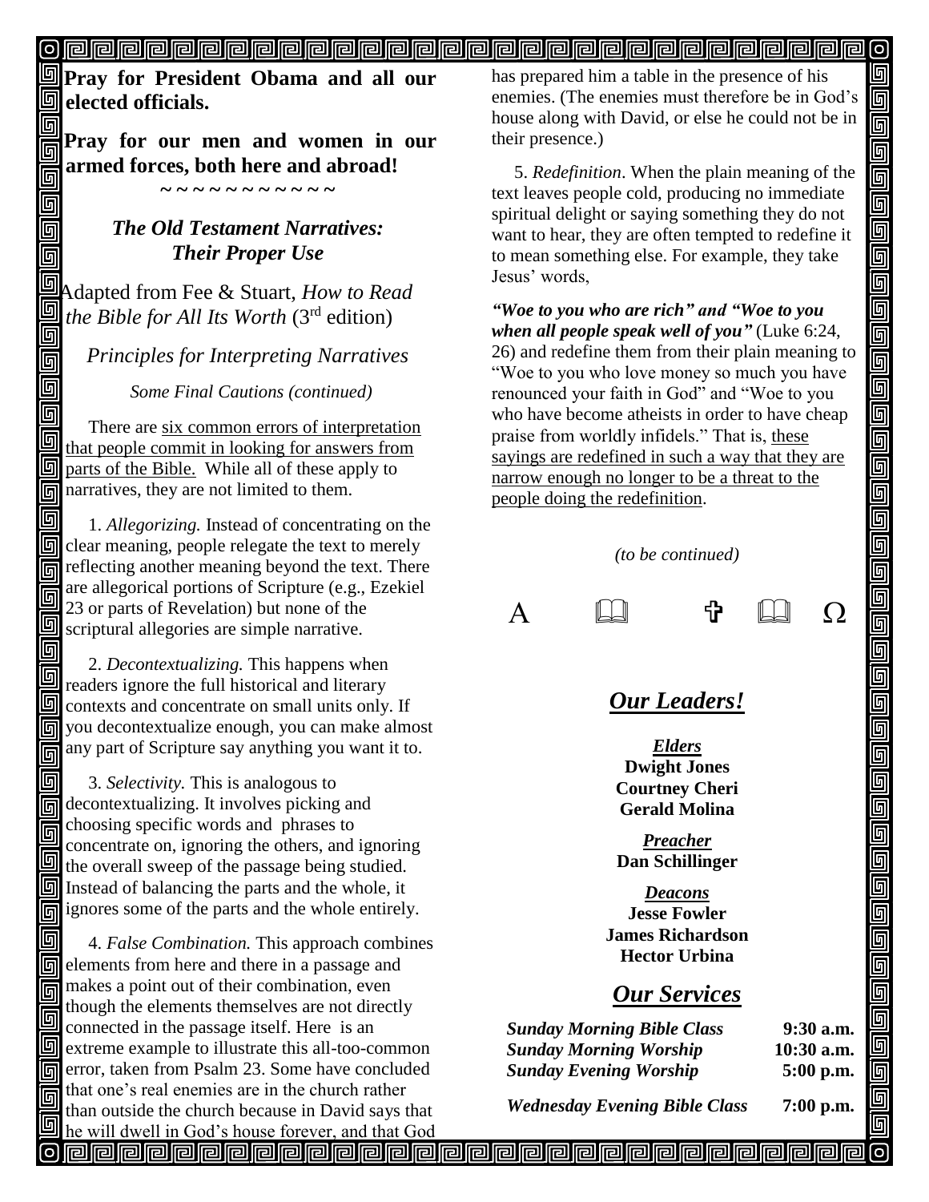**Pray for President Obama and all our elected officials.**

**Pray for our men and women in our armed forces, both here and abroad!**

~ ~ ~ ~ ~ ~ ~ ~ ~ ~ ~

## *The Old Testament Narratives: Their Proper Use*

Adapted from Fee & Stuart, *How to Read the Bible for All Its Worth* (3rd edition)

### *Principles for Interpreting Narratives*

*Some Final Cautions (continued)*

There are six common errors of interpretation that people commit in looking for answers from parts of the Bible. While all of these apply to narratives, they are not limited to them.

1. *Allegorizing.* Instead of concentrating on the clear meaning, people relegate the text to merely reflecting another meaning beyond the text. There are allegorical portions of Scripture (e.g., Ezekiel 23 or parts of Revelation) but none of the scriptural allegories are simple narrative.

2. *Decontextualizing.* This happens when readers ignore the full historical and literary contexts and concentrate on small units only. If you decontextualize enough, you can make almost any part of Scripture say anything you want it to.

3. *Selectivity.* This is analogous to decontextualizing. It involves picking and choosing specific words and phrases to concentrate on, ignoring the others, and ignoring the overall sweep of the passage being studied. Instead of balancing the parts and the whole, it ignores some of the parts and the whole entirely.

4. *False Combination.* This approach combines elements from here and there in a passage and makes a point out of their combination, even though the elements themselves are not directly connected in the passage itself. Here is an extreme example to illustrate this all-too-common error, taken from Psalm 23. Some have concluded that one's real enemies are in the church rather than outside the church because in David says that he will dwell in God's house forever, and that God has prepared him a table in the presence of his enemies. (The enemies must therefore be in God's house along with David, or else he could not be in their presence.)

5. *Redefinition*. When the plain meaning of the text leaves people cold, producing no immediate spiritual delight or saying something they do not want to hear, they are often tempted to redefine it to mean something else. For example, they take Jesus' words,

***"Woe to you who are rich" and "Woe to you when all people speak well of you"*** (Luke 6:24, 26) and redefine them from their plain meaning to "Woe to you who love money so much you have renounced your faith in God" and "Woe to you who have become atheists in order to have cheap praise from worldly infidels." That is, these sayings are redefined in such a way that they are narrow enough no longer to be a threat to the people doing the redefinition.

*(to be continued)*

A 🕮 ✞ 🕮 Ω

## ***Our Leaders!***

***Elders***
**Dwight Jones**
**Courtney Cheri**
**Gerald Molina**

***Preacher***
**Dan Schillinger**

***Deacons***
**Jesse Fowler**
**James Richardson**
**Hector Urbina**

## ***Our Services***

| | |
|---|---|
| ***Sunday Morning Bible Class*** | **9:30 a.m.** |
| ***Sunday Morning Worship*** | **10:30 a.m.** |
| ***Sunday Evening Worship*** | **5:00 p.m.** |
| ***Wednesday Evening Bible Class*** | **7:00 p.m.** |